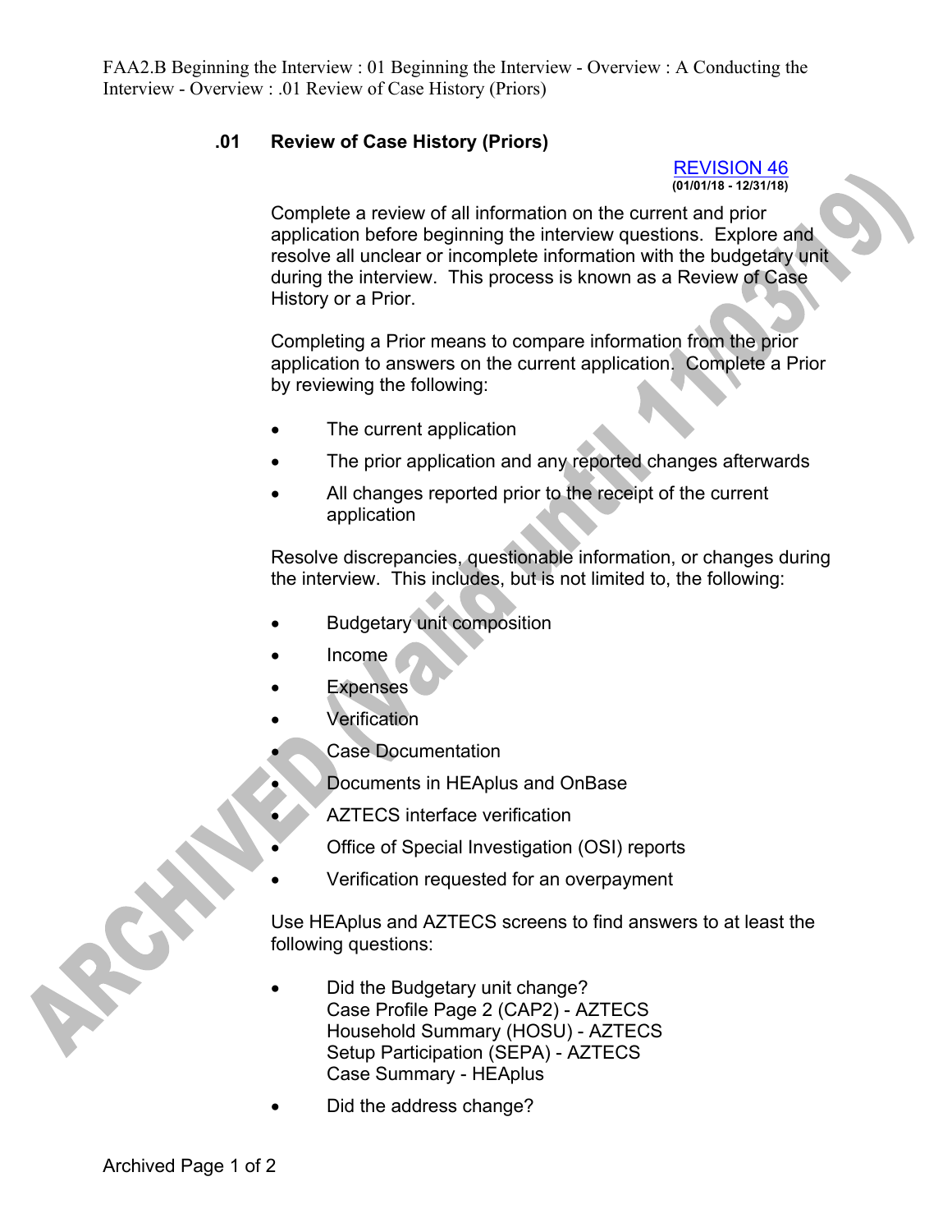## .01 Review of Case History (Priors)

REVISION 46
(01/01/18 - 12/31/18)

Complete a review of all information on the current and prior application before beginning the interview questions. Explore and resolve all unclear or incomplete information with the budgetary unit during the interview. This process is known as a Review of Case History or a Prior.

Completing a Prior means to compare information from the prior application to answers on the current application. Complete a Prior by reviewing the following:

- The current application
- The prior application and any reported changes afterwards
- All changes reported prior to the receipt of the current application

Resolve discrepancies, questionable information, or changes during the interview. This includes, but is not limited to, the following:

- Budgetary unit composition
- Income
- Expenses
- Verification
- Case Documentation
- Documents in HEAplus and OnBase
- AZTECS interface verification
- Office of Special Investigation (OSI) reports
- Verification requested for an overpayment

Use HEAplus and AZTECS screens to find answers to at least the following questions:

- Did the Budgetary unit change?
  Case Profile Page 2 (CAP2) - AZTECS
  Household Summary (HOSU) - AZTECS
  Setup Participation (SEPA) - AZTECS
  Case Summary - HEAplus
- Did the address change?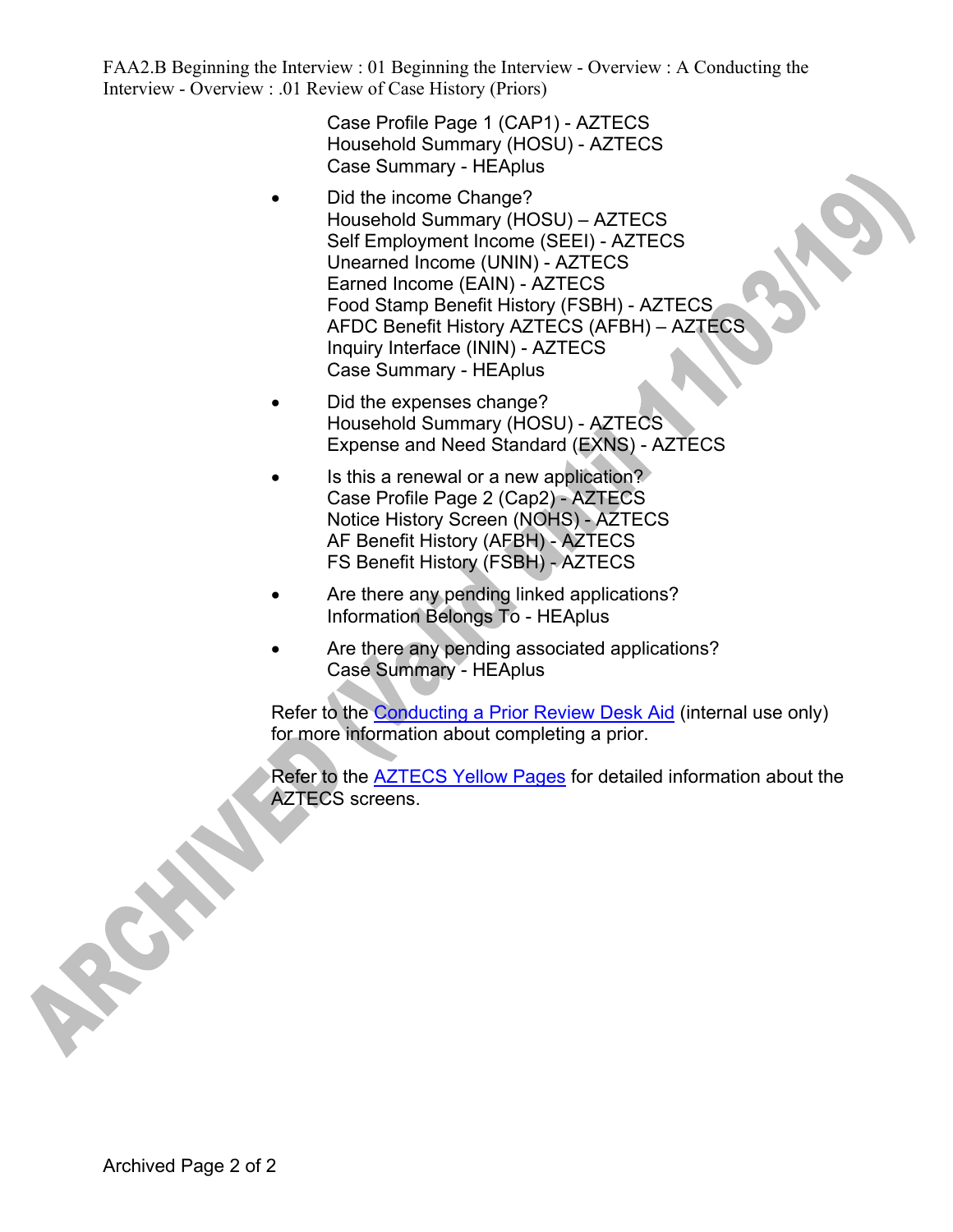Case Profile Page 1 (CAP1) - AZTECS
Household Summary (HOSU) - AZTECS
Case Summary - HEAplus

- Did the income Change?
  Household Summary (HOSU) – AZTECS
  Self Employment Income (SEEI) - AZTECS
  Unearned Income (UNIN) - AZTECS
  Earned Income (EAIN) - AZTECS
  Food Stamp Benefit History (FSBH) - AZTECS
  AFDC Benefit History AZTECS (AFBH) – AZTECS
  Inquiry Interface (ININ) - AZTECS
  Case Summary - HEAplus

- Did the expenses change?
  Household Summary (HOSU) - AZTECS
  Expense and Need Standard (EXNS) - AZTECS

- Is this a renewal or a new application?
  Case Profile Page 2 (Cap2) - AZTECS
  Notice History Screen (NOHS) - AZTECS
  AF Benefit History (AFBH) - AZTECS
  FS Benefit History (FSBH) - AZTECS

- Are there any pending linked applications?
  Information Belongs To - HEAplus

- Are there any pending associated applications?
  Case Summary - HEAplus

Refer to the Conducting a Prior Review Desk Aid (internal use only) for more information about completing a prior.

Refer to the AZTECS Yellow Pages for detailed information about the AZTECS screens.